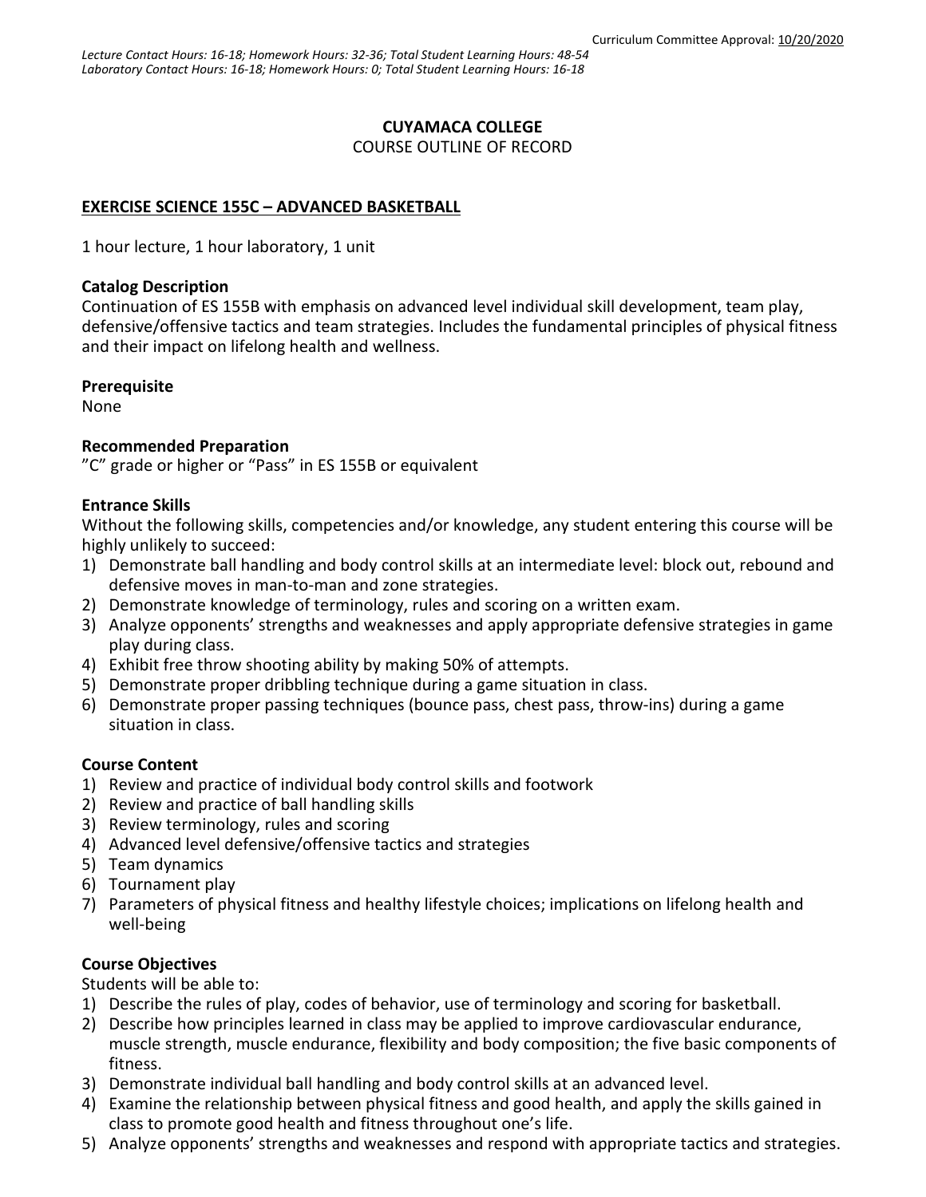Curriculum Committee Approval: 10/20/2020

*Lecture Contact Hours: 16-18; Homework Hours: 32-36; Total Student Learning Hours: 48-54*
*Laboratory Contact Hours: 16-18; Homework Hours: 0; Total Student Learning Hours: 16-18*

**CUYAMACA COLLEGE**
COURSE OUTLINE OF RECORD

**EXERCISE SCIENCE 155C – ADVANCED BASKETBALL**

1 hour lecture, 1 hour laboratory, 1 unit

**Catalog Description**
Continuation of ES 155B with emphasis on advanced level individual skill development, team play, defensive/offensive tactics and team strategies. Includes the fundamental principles of physical fitness and their impact on lifelong health and wellness.

**Prerequisite**
None

**Recommended Preparation**
"C" grade or higher or "Pass" in ES 155B or equivalent

**Entrance Skills**
Without the following skills, competencies and/or knowledge, any student entering this course will be highly unlikely to succeed:

1) Demonstrate ball handling and body control skills at an intermediate level: block out, rebound and defensive moves in man-to-man and zone strategies.
2) Demonstrate knowledge of terminology, rules and scoring on a written exam.
3) Analyze opponents' strengths and weaknesses and apply appropriate defensive strategies in game play during class.
4) Exhibit free throw shooting ability by making 50% of attempts.
5) Demonstrate proper dribbling technique during a game situation in class.
6) Demonstrate proper passing techniques (bounce pass, chest pass, throw-ins) during a game situation in class.

**Course Content**

1) Review and practice of individual body control skills and footwork
2) Review and practice of ball handling skills
3) Review terminology, rules and scoring
4) Advanced level defensive/offensive tactics and strategies
5) Team dynamics
6) Tournament play
7) Parameters of physical fitness and healthy lifestyle choices; implications on lifelong health and well-being

**Course Objectives**
Students will be able to:

1) Describe the rules of play, codes of behavior, use of terminology and scoring for basketball.
2) Describe how principles learned in class may be applied to improve cardiovascular endurance, muscle strength, muscle endurance, flexibility and body composition; the five basic components of fitness.
3) Demonstrate individual ball handling and body control skills at an advanced level.
4) Examine the relationship between physical fitness and good health, and apply the skills gained in class to promote good health and fitness throughout one's life.
5) Analyze opponents' strengths and weaknesses and respond with appropriate tactics and strategies.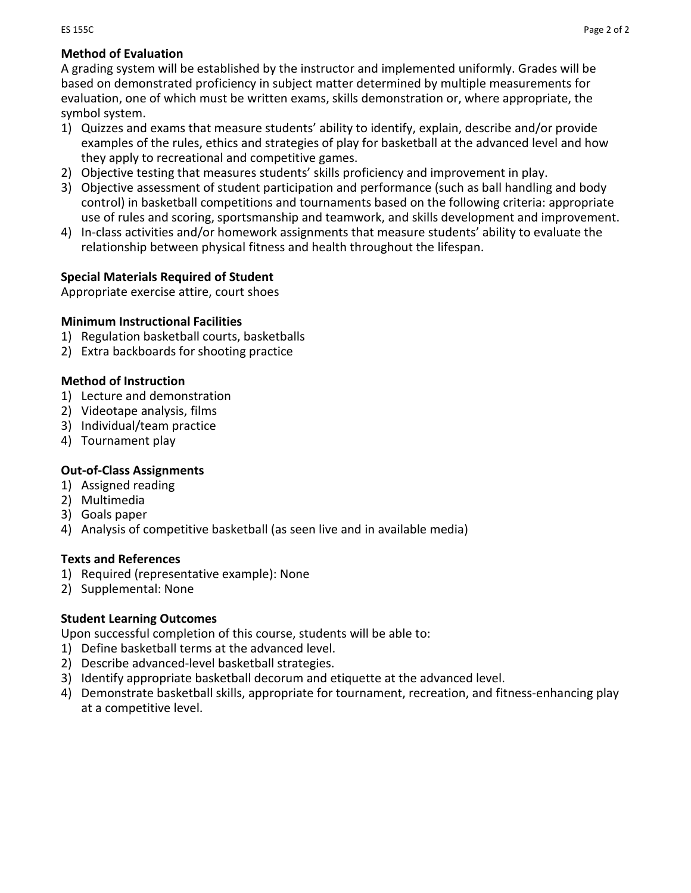**Method of Evaluation**

A grading system will be established by the instructor and implemented uniformly. Grades will be based on demonstrated proficiency in subject matter determined by multiple measurements for evaluation, one of which must be written exams, skills demonstration or, where appropriate, the symbol system.

1) Quizzes and exams that measure students' ability to identify, explain, describe and/or provide examples of the rules, ethics and strategies of play for basketball at the advanced level and how they apply to recreational and competitive games.
2) Objective testing that measures students' skills proficiency and improvement in play.
3) Objective assessment of student participation and performance (such as ball handling and body control) in basketball competitions and tournaments based on the following criteria: appropriate use of rules and scoring, sportsmanship and teamwork, and skills development and improvement.
4) In-class activities and/or homework assignments that measure students' ability to evaluate the relationship between physical fitness and health throughout the lifespan.

**Special Materials Required of Student**

Appropriate exercise attire, court shoes

**Minimum Instructional Facilities**

1) Regulation basketball courts, basketballs
2) Extra backboards for shooting practice

**Method of Instruction**

1) Lecture and demonstration
2) Videotape analysis, films
3) Individual/team practice
4) Tournament play

**Out-of-Class Assignments**

1) Assigned reading
2) Multimedia
3) Goals paper
4) Analysis of competitive basketball (as seen live and in available media)

**Texts and References**

1) Required (representative example): None
2) Supplemental: None

**Student Learning Outcomes**

Upon successful completion of this course, students will be able to:

1) Define basketball terms at the advanced level.
2) Describe advanced-level basketball strategies.
3) Identify appropriate basketball decorum and etiquette at the advanced level.
4) Demonstrate basketball skills, appropriate for tournament, recreation, and fitness-enhancing play at a competitive level.